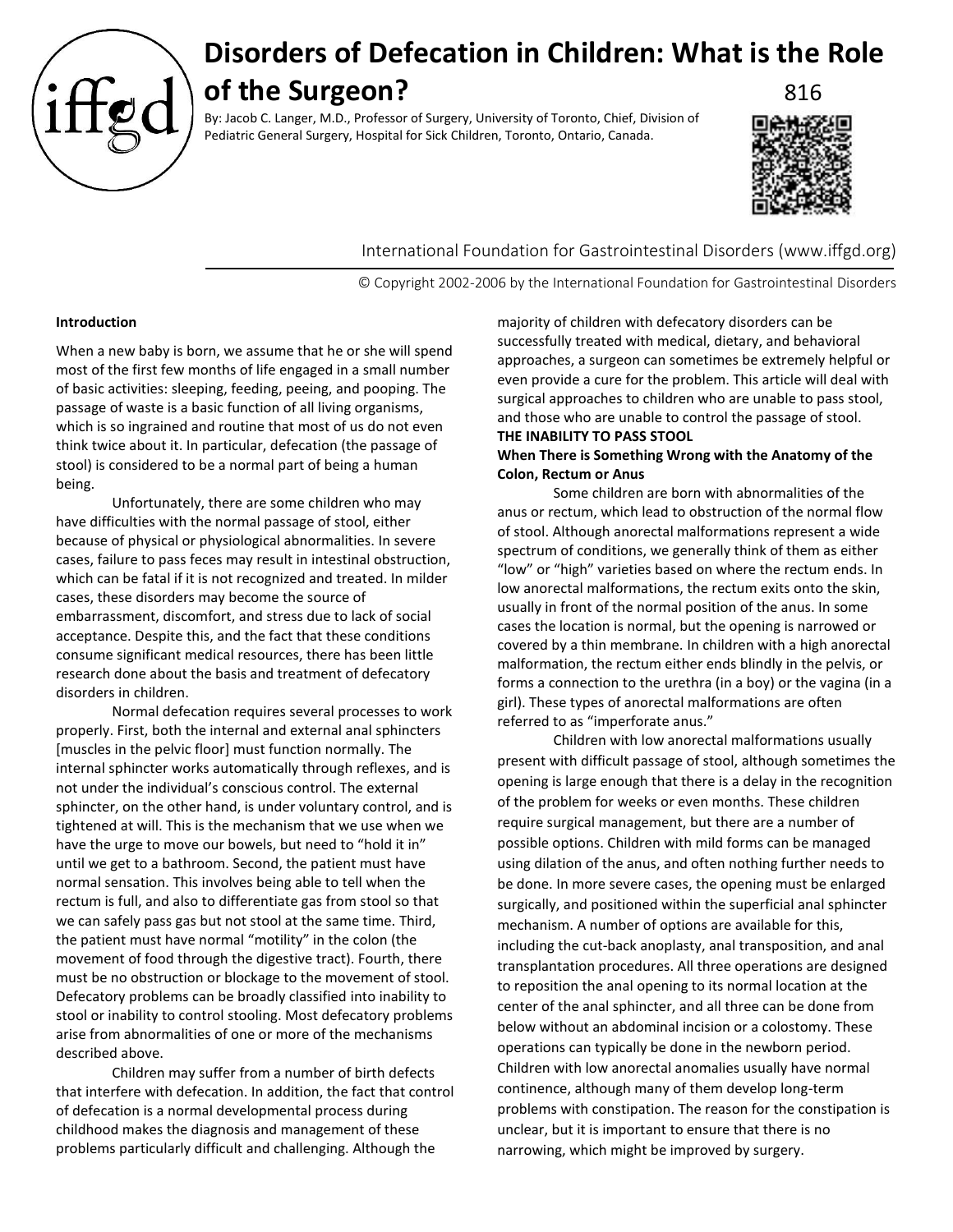# Disorders of Defecation in Children: What is the Role of the Surgeon?

816

By: Jacob C. Langer, M.D., Professor of Surgery, University of Toronto, Chief, Division of Pediatric General Surgery, Hospital for Sick Children, Toronto, Ontario, Canada.

International Foundation for Gastrointestinal Disorders (www.iffgd.org)

© Copyright 2002-2006 by the International Foundation for Gastrointestinal Disorders

**Introduction**

When a new baby is born, we assume that he or she will spend most of the first few months of life engaged in a small number of basic activities: sleeping, feeding, peeing, and pooping. The passage of waste is a basic function of all living organisms, which is so ingrained and routine that most of us do not even think twice about it. In particular, defecation (the passage of stool) is considered to be a normal part of being a human being.

Unfortunately, there are some children who may have difficulties with the normal passage of stool, either because of physical or physiological abnormalities. In severe cases, failure to pass feces may result in intestinal obstruction, which can be fatal if it is not recognized and treated. In milder cases, these disorders may become the source of embarrassment, discomfort, and stress due to lack of social acceptance. Despite this, and the fact that these conditions consume significant medical resources, there has been little research done about the basis and treatment of defecatory disorders in children.

Normal defecation requires several processes to work properly. First, both the internal and external anal sphincters [muscles in the pelvic floor] must function normally. The internal sphincter works automatically through reflexes, and is not under the individual's conscious control. The external sphincter, on the other hand, is under voluntary control, and is tightened at will. This is the mechanism that we use when we have the urge to move our bowels, but need to "hold it in" until we get to a bathroom. Second, the patient must have normal sensation. This involves being able to tell when the rectum is full, and also to differentiate gas from stool so that we can safely pass gas but not stool at the same time. Third, the patient must have normal "motility" in the colon (the movement of food through the digestive tract). Fourth, there must be no obstruction or blockage to the movement of stool. Defecatory problems can be broadly classified into inability to stool or inability to control stooling. Most defecatory problems arise from abnormalities of one or more of the mechanisms described above.

Children may suffer from a number of birth defects that interfere with defecation. In addition, the fact that control of defecation is a normal developmental process during childhood makes the diagnosis and management of these problems particularly difficult and challenging. Although the majority of children with defecatory disorders can be successfully treated with medical, dietary, and behavioral approaches, a surgeon can sometimes be extremely helpful or even provide a cure for the problem. This article will deal with surgical approaches to children who are unable to pass stool, and those who are unable to control the passage of stool.

**THE INABILITY TO PASS STOOL**

**When There is Something Wrong with the Anatomy of the Colon, Rectum or Anus**

Some children are born with abnormalities of the anus or rectum, which lead to obstruction of the normal flow of stool. Although anorectal malformations represent a wide spectrum of conditions, we generally think of them as either "low" or "high" varieties based on where the rectum ends. In low anorectal malformations, the rectum exits onto the skin, usually in front of the normal position of the anus. In some cases the location is normal, but the opening is narrowed or covered by a thin membrane. In children with a high anorectal malformation, the rectum either ends blindly in the pelvis, or forms a connection to the urethra (in a boy) or the vagina (in a girl). These types of anorectal malformations are often referred to as "imperforate anus."

Children with low anorectal malformations usually present with difficult passage of stool, although sometimes the opening is large enough that there is a delay in the recognition of the problem for weeks or even months. These children require surgical management, but there are a number of possible options. Children with mild forms can be managed using dilation of the anus, and often nothing further needs to be done. In more severe cases, the opening must be enlarged surgically, and positioned within the superficial anal sphincter mechanism. A number of options are available for this, including the cut-back anoplasty, anal transposition, and anal transplantation procedures. All three operations are designed to reposition the anal opening to its normal location at the center of the anal sphincter, and all three can be done from below without an abdominal incision or a colostomy. These operations can typically be done in the newborn period. Children with low anorectal anomalies usually have normal continence, although many of them develop long-term problems with constipation. The reason for the constipation is unclear, but it is important to ensure that there is no narrowing, which might be improved by surgery.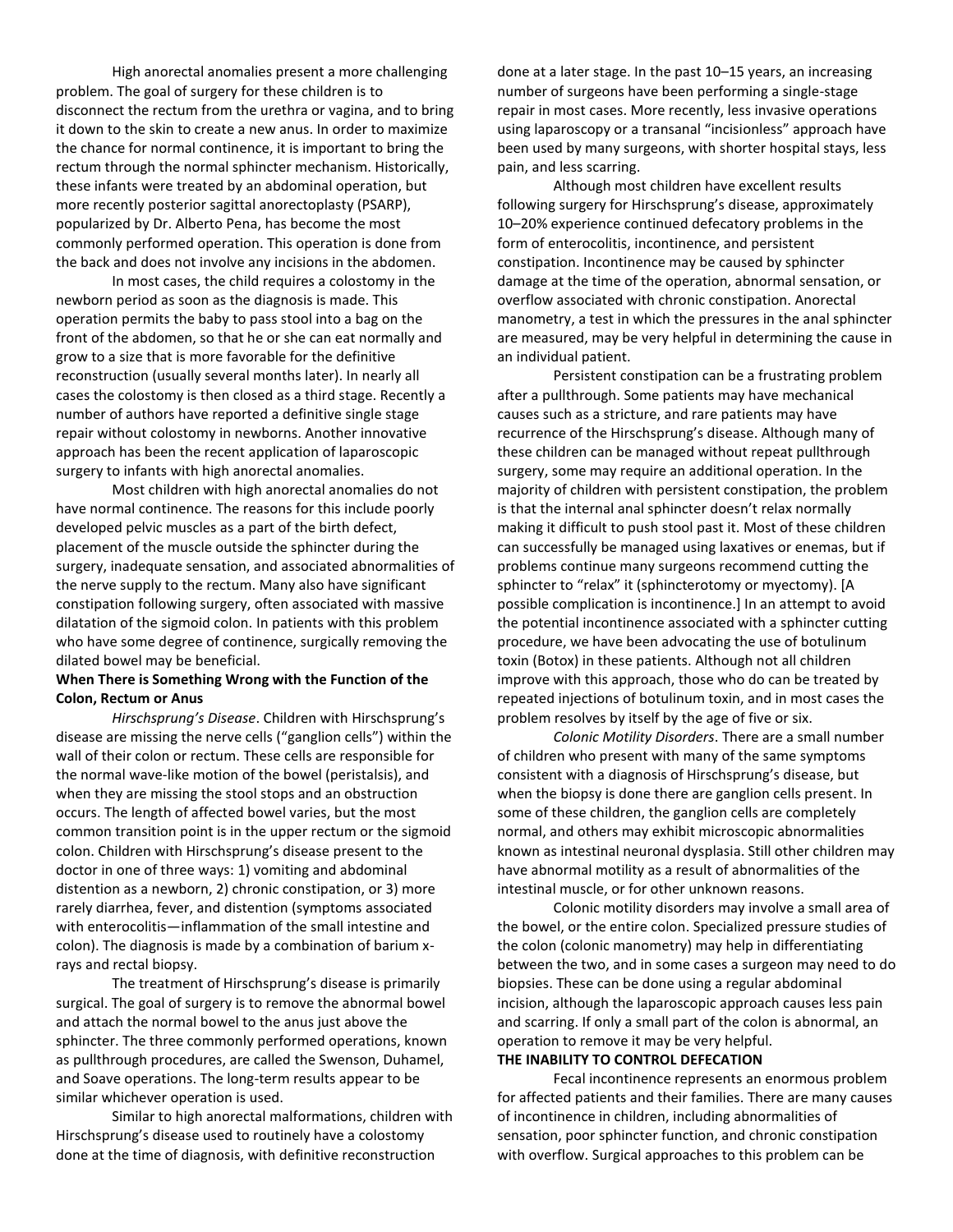High anorectal anomalies present a more challenging problem. The goal of surgery for these children is to disconnect the rectum from the urethra or vagina, and to bring it down to the skin to create a new anus. In order to maximize the chance for normal continence, it is important to bring the rectum through the normal sphincter mechanism. Historically, these infants were treated by an abdominal operation, but more recently posterior sagittal anorectoplasty (PSARP), popularized by Dr. Alberto Pena, has become the most commonly performed operation. This operation is done from the back and does not involve any incisions in the abdomen.

In most cases, the child requires a colostomy in the newborn period as soon as the diagnosis is made. This operation permits the baby to pass stool into a bag on the front of the abdomen, so that he or she can eat normally and grow to a size that is more favorable for the definitive reconstruction (usually several months later). In nearly all cases the colostomy is then closed as a third stage. Recently a number of authors have reported a definitive single stage repair without colostomy in newborns. Another innovative approach has been the recent application of laparoscopic surgery to infants with high anorectal anomalies.

Most children with high anorectal anomalies do not have normal continence. The reasons for this include poorly developed pelvic muscles as a part of the birth defect, placement of the muscle outside the sphincter during the surgery, inadequate sensation, and associated abnormalities of the nerve supply to the rectum. Many also have significant constipation following surgery, often associated with massive dilatation of the sigmoid colon. In patients with this problem who have some degree of continence, surgically removing the dilated bowel may be beneficial.

**When There is Something Wrong with the Function of the Colon, Rectum or Anus**

*Hirschsprung's Disease*. Children with Hirschsprung's disease are missing the nerve cells ("ganglion cells") within the wall of their colon or rectum. These cells are responsible for the normal wave-like motion of the bowel (peristalsis), and when they are missing the stool stops and an obstruction occurs. The length of affected bowel varies, but the most common transition point is in the upper rectum or the sigmoid colon. Children with Hirschsprung's disease present to the doctor in one of three ways: 1) vomiting and abdominal distention as a newborn, 2) chronic constipation, or 3) more rarely diarrhea, fever, and distention (symptoms associated with enterocolitis—inflammation of the small intestine and colon). The diagnosis is made by a combination of barium x-rays and rectal biopsy.

The treatment of Hirschsprung's disease is primarily surgical. The goal of surgery is to remove the abnormal bowel and attach the normal bowel to the anus just above the sphincter. The three commonly performed operations, known as pullthrough procedures, are called the Swenson, Duhamel, and Soave operations. The long-term results appear to be similar whichever operation is used.

Similar to high anorectal malformations, children with Hirschsprung's disease used to routinely have a colostomy done at the time of diagnosis, with definitive reconstruction done at a later stage. In the past 10–15 years, an increasing number of surgeons have been performing a single-stage repair in most cases. More recently, less invasive operations using laparoscopy or a transanal "incisionless" approach have been used by many surgeons, with shorter hospital stays, less pain, and less scarring.

Although most children have excellent results following surgery for Hirschsprung's disease, approximately 10–20% experience continued defecatory problems in the form of enterocolitis, incontinence, and persistent constipation. Incontinence may be caused by sphincter damage at the time of the operation, abnormal sensation, or overflow associated with chronic constipation. Anorectal manometry, a test in which the pressures in the anal sphincter are measured, may be very helpful in determining the cause in an individual patient.

Persistent constipation can be a frustrating problem after a pullthrough. Some patients may have mechanical causes such as a stricture, and rare patients may have recurrence of the Hirschsprung's disease. Although many of these children can be managed without repeat pullthrough surgery, some may require an additional operation. In the majority of children with persistent constipation, the problem is that the internal anal sphincter doesn't relax normally making it difficult to push stool past it. Most of these children can successfully be managed using laxatives or enemas, but if problems continue many surgeons recommend cutting the sphincter to "relax" it (sphincterotomy or myectomy). [A possible complication is incontinence.] In an attempt to avoid the potential incontinence associated with a sphincter cutting procedure, we have been advocating the use of botulinum toxin (Botox) in these patients. Although not all children improve with this approach, those who do can be treated by repeated injections of botulinum toxin, and in most cases the problem resolves by itself by the age of five or six.

*Colonic Motility Disorders*. There are a small number of children who present with many of the same symptoms consistent with a diagnosis of Hirschsprung's disease, but when the biopsy is done there are ganglion cells present. In some of these children, the ganglion cells are completely normal, and others may exhibit microscopic abnormalities known as intestinal neuronal dysplasia. Still other children may have abnormal motility as a result of abnormalities of the intestinal muscle, or for other unknown reasons.

Colonic motility disorders may involve a small area of the bowel, or the entire colon. Specialized pressure studies of the colon (colonic manometry) may help in differentiating between the two, and in some cases a surgeon may need to do biopsies. These can be done using a regular abdominal incision, although the laparoscopic approach causes less pain and scarring. If only a small part of the colon is abnormal, an operation to remove it may be very helpful.

**THE INABILITY TO CONTROL DEFECATION**

Fecal incontinence represents an enormous problem for affected patients and their families. There are many causes of incontinence in children, including abnormalities of sensation, poor sphincter function, and chronic constipation with overflow. Surgical approaches to this problem can be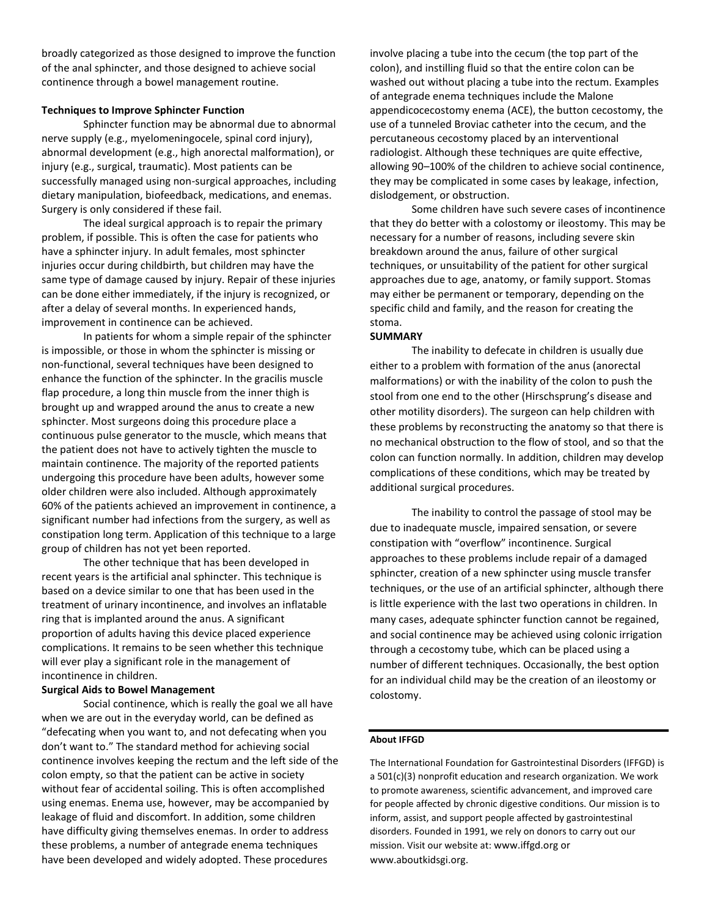broadly categorized as those designed to improve the function of the anal sphincter, and those designed to achieve social continence through a bowel management routine.

**Techniques to Improve Sphincter Function**

Sphincter function may be abnormal due to abnormal nerve supply (e.g., myelomeningocele, spinal cord injury), abnormal development (e.g., high anorectal malformation), or injury (e.g., surgical, traumatic). Most patients can be successfully managed using non-surgical approaches, including dietary manipulation, biofeedback, medications, and enemas. Surgery is only considered if these fail.

The ideal surgical approach is to repair the primary problem, if possible. This is often the case for patients who have a sphincter injury. In adult females, most sphincter injuries occur during childbirth, but children may have the same type of damage caused by injury. Repair of these injuries can be done either immediately, if the injury is recognized, or after a delay of several months. In experienced hands, improvement in continence can be achieved.

In patients for whom a simple repair of the sphincter is impossible, or those in whom the sphincter is missing or non-functional, several techniques have been designed to enhance the function of the sphincter. In the gracilis muscle flap procedure, a long thin muscle from the inner thigh is brought up and wrapped around the anus to create a new sphincter. Most surgeons doing this procedure place a continuous pulse generator to the muscle, which means that the patient does not have to actively tighten the muscle to maintain continence. The majority of the reported patients undergoing this procedure have been adults, however some older children were also included. Although approximately 60% of the patients achieved an improvement in continence, a significant number had infections from the surgery, as well as constipation long term. Application of this technique to a large group of children has not yet been reported.

The other technique that has been developed in recent years is the artificial anal sphincter. This technique is based on a device similar to one that has been used in the treatment of urinary incontinence, and involves an inflatable ring that is implanted around the anus. A significant proportion of adults having this device placed experience complications. It remains to be seen whether this technique will ever play a significant role in the management of incontinence in children.

**Surgical Aids to Bowel Management**

Social continence, which is really the goal we all have when we are out in the everyday world, can be defined as "defecating when you want to, and not defecating when you don't want to." The standard method for achieving social continence involves keeping the rectum and the left side of the colon empty, so that the patient can be active in society without fear of accidental soiling. This is often accomplished using enemas. Enema use, however, may be accompanied by leakage of fluid and discomfort. In addition, some children have difficulty giving themselves enemas. In order to address these problems, a number of antegrade enema techniques have been developed and widely adopted. These procedures involve placing a tube into the cecum (the top part of the colon), and instilling fluid so that the entire colon can be washed out without placing a tube into the rectum. Examples of antegrade enema techniques include the Malone appendicocecostomy enema (ACE), the button cecostomy, the use of a tunneled Broviac catheter into the cecum, and the percutaneous cecostomy placed by an interventional radiologist. Although these techniques are quite effective, allowing 90–100% of the children to achieve social continence, they may be complicated in some cases by leakage, infection, dislodgement, or obstruction.

Some children have such severe cases of incontinence that they do better with a colostomy or ileostomy. This may be necessary for a number of reasons, including severe skin breakdown around the anus, failure of other surgical techniques, or unsuitability of the patient for other surgical approaches due to age, anatomy, or family support. Stomas may either be permanent or temporary, depending on the specific child and family, and the reason for creating the stoma.

**SUMMARY**

The inability to defecate in children is usually due either to a problem with formation of the anus (anorectal malformations) or with the inability of the colon to push the stool from one end to the other (Hirschsprung's disease and other motility disorders). The surgeon can help children with these problems by reconstructing the anatomy so that there is no mechanical obstruction to the flow of stool, and so that the colon can function normally. In addition, children may develop complications of these conditions, which may be treated by additional surgical procedures.

The inability to control the passage of stool may be due to inadequate muscle, impaired sensation, or severe constipation with "overflow" incontinence. Surgical approaches to these problems include repair of a damaged sphincter, creation of a new sphincter using muscle transfer techniques, or the use of an artificial sphincter, although there is little experience with the last two operations in children. In many cases, adequate sphincter function cannot be regained, and social continence may be achieved using colonic irrigation through a cecostomy tube, which can be placed using a number of different techniques. Occasionally, the best option for an individual child may be the creation of an ileostomy or colostomy.

---

**About IFFGD**

The International Foundation for Gastrointestinal Disorders (IFFGD) is a 501(c)(3) nonprofit education and research organization. We work to promote awareness, scientific advancement, and improved care for people affected by chronic digestive conditions. Our mission is to inform, assist, and support people affected by gastrointestinal disorders. Founded in 1991, we rely on donors to carry out our mission. Visit our website at: www.iffgd.org or www.aboutkidsgi.org.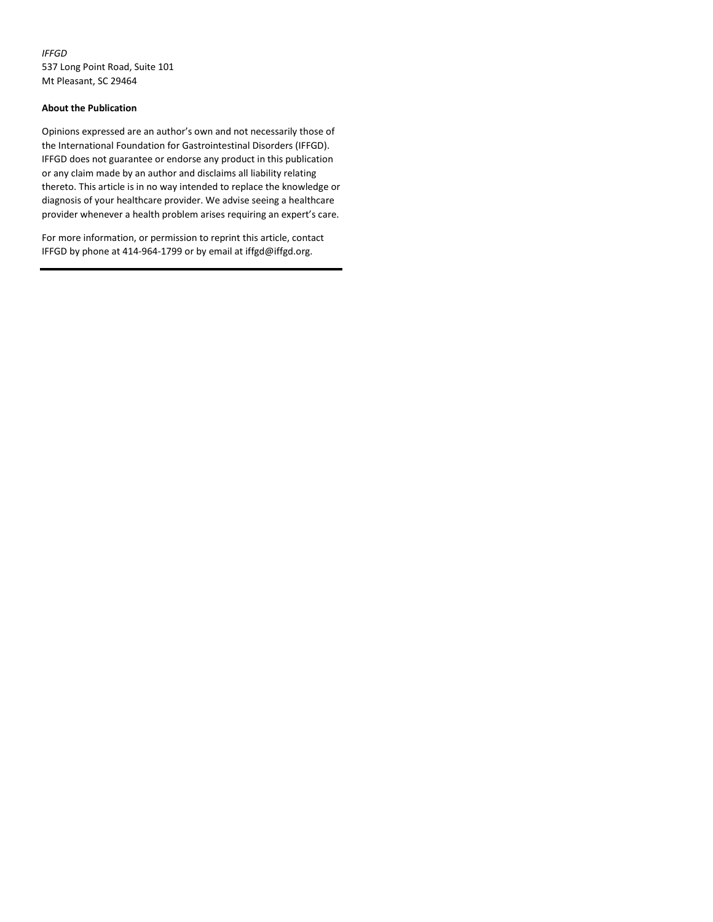*IFFGD*
537 Long Point Road, Suite 101
Mt Pleasant, SC 29464

**About the Publication**

Opinions expressed are an author's own and not necessarily those of the International Foundation for Gastrointestinal Disorders (IFFGD). IFFGD does not guarantee or endorse any product in this publication or any claim made by an author and disclaims all liability relating thereto. This article is in no way intended to replace the knowledge or diagnosis of your healthcare provider. We advise seeing a healthcare provider whenever a health problem arises requiring an expert's care.

For more information, or permission to reprint this article, contact IFFGD by phone at 414-964-1799 or by email at iffgd@iffgd.org.